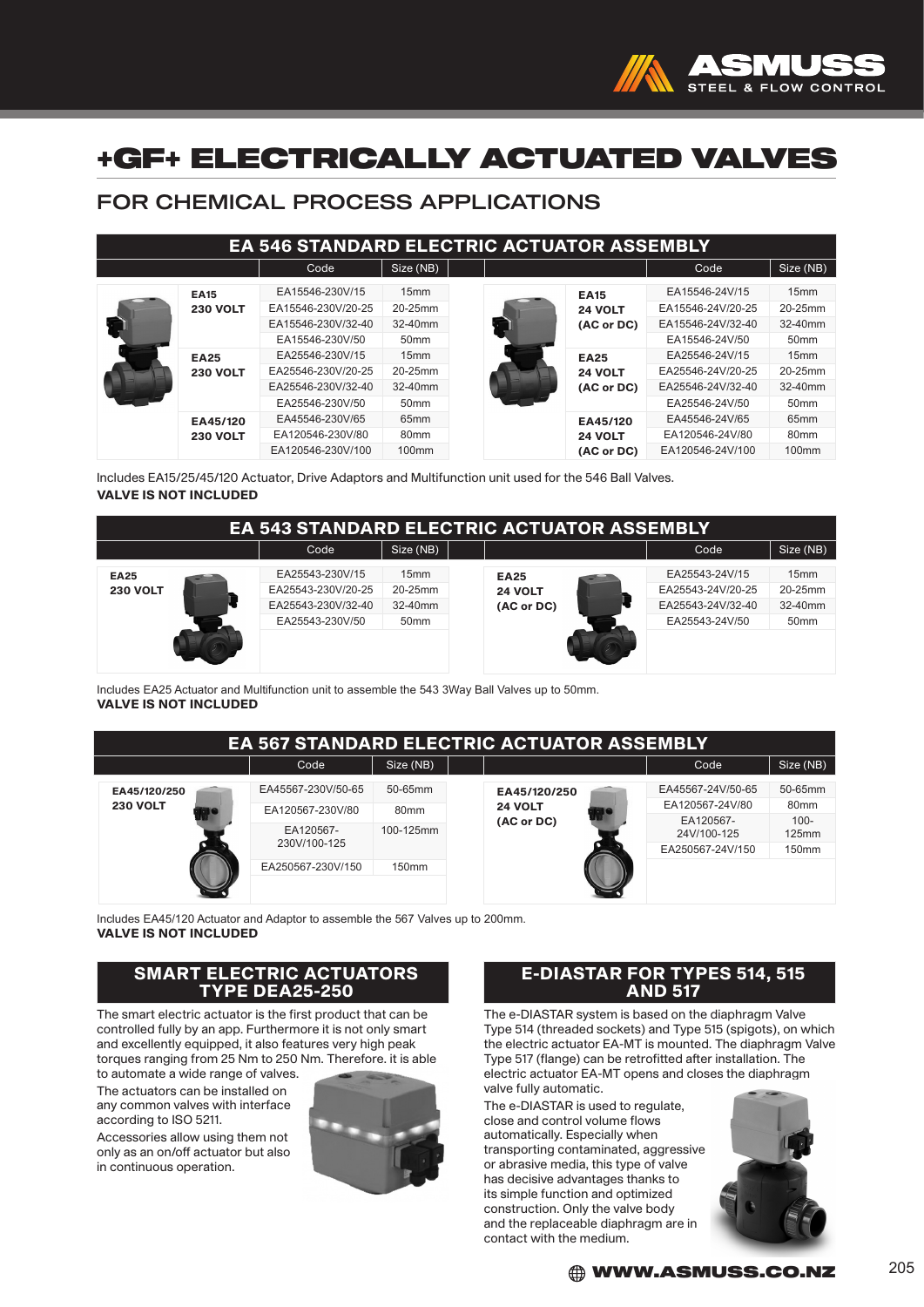# +GF+ ELECTRICALLY ACTUATED VALVES

## FOR CHEMICAL PROCESS APPLICATIONS

### EA 546 STANDARD ELECTRIC ACTUATOR ASSEMBLY

| | Code | Size (NB) | | Code | Size (NB) |
|---|---|---|---|---|---|
| **EA15 230 VOLT** | EA15546-230V/15 | 15mm | **EA15 24 VOLT (AC or DC)** | EA15546-24V/15 | 15mm |
| | EA15546-230V/20-25 | 20-25mm | | EA15546-24V/20-25 | 20-25mm |
| | EA15546-230V/32-40 | 32-40mm | | EA15546-24V/32-40 | 32-40mm |
| | EA15546-230V/50 | 50mm | | EA15546-24V/50 | 50mm |
| **EA25 230 VOLT** | EA25546-230V/15 | 15mm | **EA25 24 VOLT (AC or DC)** | EA25546-24V/15 | 15mm |
| | EA25546-230V/20-25 | 20-25mm | | EA25546-24V/20-25 | 20-25mm |
| | EA25546-230V/32-40 | 32-40mm | | EA25546-24V/32-40 | 32-40mm |
| | EA25546-230V/50 | 50mm | | EA25546-24V/50 | 50mm |
| **EA45/120 230 VOLT** | EA45546-230V/65 | 65mm | **EA45/120 24 VOLT (AC or DC)** | EA45546-24V/65 | 65mm |
| | EA120546-230V/80 | 80mm | | EA120546-24V/80 | 80mm |
| | EA120546-230V/100 | 100mm | | EA120546-24V/100 | 100mm |

Includes EA15/25/45/120 Actuator, Drive Adaptors and Multifunction unit used for the 546 Ball Valves.
**VALVE IS NOT INCLUDED**

### EA 543 STANDARD ELECTRIC ACTUATOR ASSEMBLY

| | Code | Size (NB) | | Code | Size (NB) |
|---|---|---|---|---|---|
| **EA25 230 VOLT** | EA25543-230V/15 | 15mm | **EA25 24 VOLT (AC or DC)** | EA25543-24V/15 | 15mm |
| | EA25543-230V/20-25 | 20-25mm | | EA25543-24V/20-25 | 20-25mm |
| | EA25543-230V/32-40 | 32-40mm | | EA25543-24V/32-40 | 32-40mm |
| | EA25543-230V/50 | 50mm | | EA25543-24V/50 | 50mm |

Includes EA25 Actuator and Multifunction unit to assemble the 543 3Way Ball Valves up to 50mm.
**VALVE IS NOT INCLUDED**

### EA 567 STANDARD ELECTRIC ACTUATOR ASSEMBLY

| | Code | Size (NB) | | Code | Size (NB) |
|---|---|---|---|---|---|
| **EA45/120/250 230 VOLT** | EA45567-230V/50-65 | 50-65mm | **EA45/120/250 24 VOLT (AC or DC)** | EA45567-24V/50-65 | 50-65mm |
| | EA120567-230V/80 | 80mm | | EA120567-24V/80 | 80mm |
| | EA120567-230V/100-125 | 100-125mm | | EA120567-24V/100-125 | 100-125mm |
| | EA250567-230V/150 | 150mm | | EA250567-24V/150 | 150mm |

Includes EA45/120 Actuator and Adaptor to assemble the 567 Valves up to 200mm.
**VALVE IS NOT INCLUDED**

### SMART ELECTRIC ACTUATORS TYPE DEA25-250

The smart electric actuator is the first product that can be controlled fully by an app. Furthermore it is not only smart and excellently equipped, it also features very high peak torques ranging from 25 Nm to 250 Nm. Therefore. it is able to automate a wide range of valves.

The actuators can be installed on any common valves with interface according to ISO 5211.

Accessories allow using them not only as an on/off actuator but also in continuous operation.

### E-DIASTAR FOR TYPES 514, 515 AND 517

The e-DIASTAR system is based on the diaphragm Valve Type 514 (threaded sockets) and Type 515 (spigots), on which the electric actuator EA-MT is mounted. The diaphragm Valve Type 517 (flange) can be retrofitted after installation. The electric actuator EA-MT opens and closes the diaphragm valve fully automatic.

The e-DIASTAR is used to regulate, close and control volume flows automatically. Especially when transporting contaminated, aggressive or abrasive media, this type of valve has decisive advantages thanks to its simple function and optimized construction. Only the valve body and the replaceable diaphragm are in contact with the medium.

WWW.ASMUSS.CO.NZ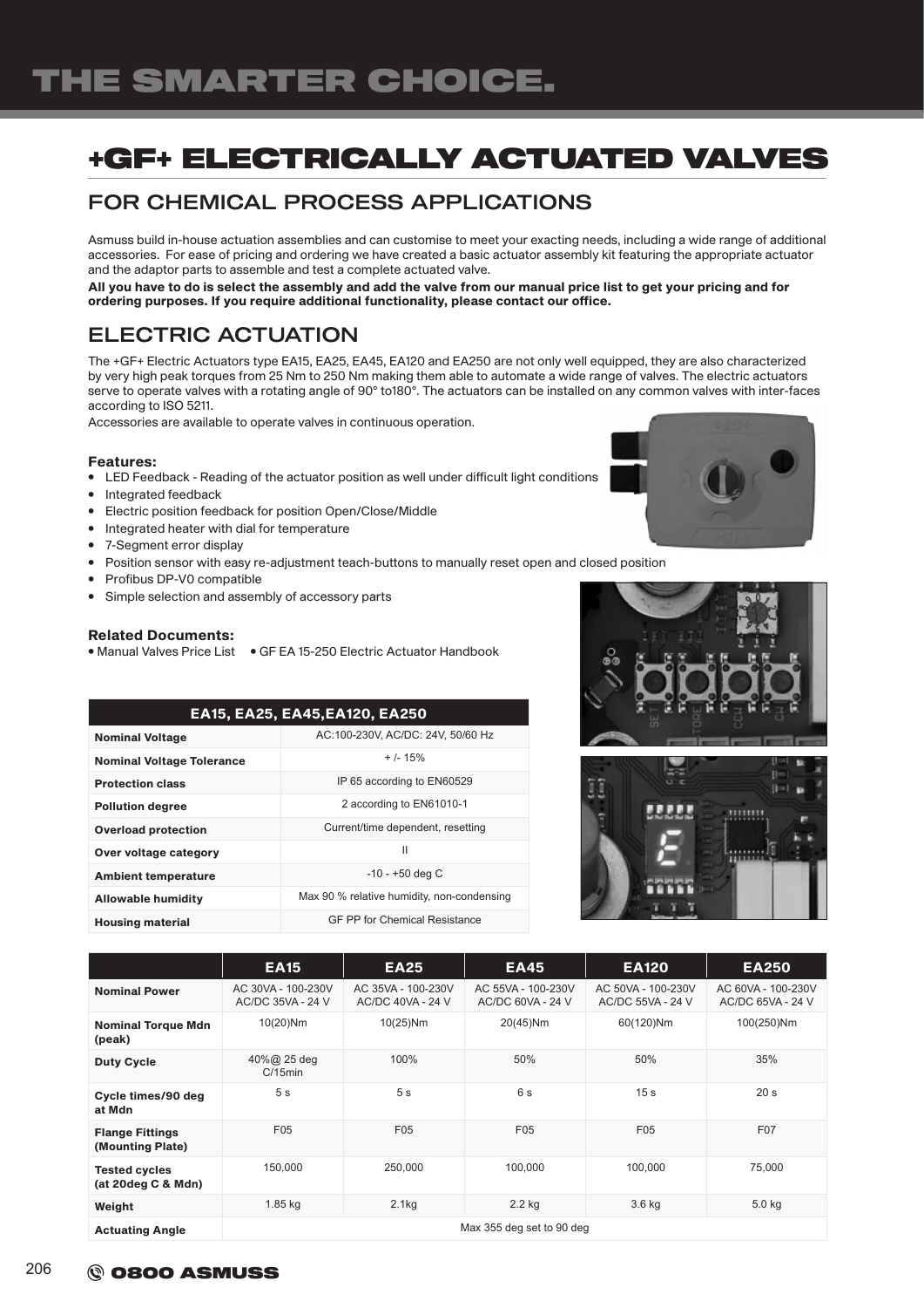# THE SMARTER CHOICE.

# +GF+ ELECTRICALLY ACTUATED VALVES

## FOR CHEMICAL PROCESS APPLICATIONS

Asmuss build in-house actuation assemblies and can customise to meet your exacting needs, including a wide range of additional accessories. For ease of pricing and ordering we have created a basic actuator assembly kit featuring the appropriate actuator and the adaptor parts to assemble and test a complete actuated valve.

**All you have to do is select the assembly and add the valve from our manual price list to get your pricing and for ordering purposes. If you require additional functionality, please contact our office.**

## ELECTRIC ACTUATION

The +GF+ Electric Actuators type EA15, EA25, EA45, EA120 and EA250 are not only well equipped, they are also characterized by very high peak torques from 25 Nm to 250 Nm making them able to automate a wide range of valves. The electric actuators serve to operate valves with a rotating angle of 90° to180°. The actuators can be installed on any common valves with inter-faces according to ISO 5211.

Accessories are available to operate valves in continuous operation.

### Features:

- LED Feedback - Reading of the actuator position as well under difficult light conditions
- Integrated feedback
- Electric position feedback for position Open/Close/Middle
- Integrated heater with dial for temperature
- 7-Segment error display
- Position sensor with easy re-adjustment teach-buttons to manually reset open and closed position
- Profibus DP-V0 compatible
- Simple selection and assembly of accessory parts

### Related Documents:

- Manual Valves Price List
- GF EA 15-250 Electric Actuator Handbook

| EA15, EA25, EA45,EA120, EA250 | |
|---|---|
| **Nominal Voltage** | AC:100-230V, AC/DC: 24V, 50/60 Hz |
| **Nominal Voltage Tolerance** | + /- 15% |
| **Protection class** | IP 65 according to EN60529 |
| **Pollution degree** | 2 according to EN61010-1 |
| **Overload protection** | Current/time dependent, resetting |
| **Over voltage category** | II |
| **Ambient temperature** | -10 - +50 deg C |
| **Allowable humidity** | Max 90 % relative humidity, non-condensing |
| **Housing material** | GF PP for Chemical Resistance |

| | EA15 | EA25 | EA45 | EA120 | EA250 |
|---|---|---|---|---|---|
| **Nominal Power** | AC 30VA - 100-230V AC/DC 35VA - 24 V | AC 35VA - 100-230V AC/DC 40VA - 24 V | AC 55VA - 100-230V AC/DC 60VA - 24 V | AC 50VA - 100-230V AC/DC 55VA - 24 V | AC 60VA - 100-230V AC/DC 65VA - 24 V |
| **Nominal Torque Mdn (peak)** | 10(20)Nm | 10(25)Nm | 20(45)Nm | 60(120)Nm | 100(250)Nm |
| **Duty Cycle** | 40%@ 25 deg C/15min | 100% | 50% | 50% | 35% |
| **Cycle times/90 deg at Mdn** | 5 s | 5 s | 6 s | 15 s | 20 s |
| **Flange Fittings (Mounting Plate)** | F05 | F05 | F05 | F05 | F07 |
| **Tested cycles (at 20deg C & Mdn)** | 150,000 | 250,000 | 100,000 | 100,000 | 75,000 |
| **Weight** | 1.85 kg | 2.1kg | 2.2 kg | 3.6 kg | 5.0 kg |
| **Actuating Angle** | Max 355 deg set to 90 deg | | | | |

0800 ASMUSS